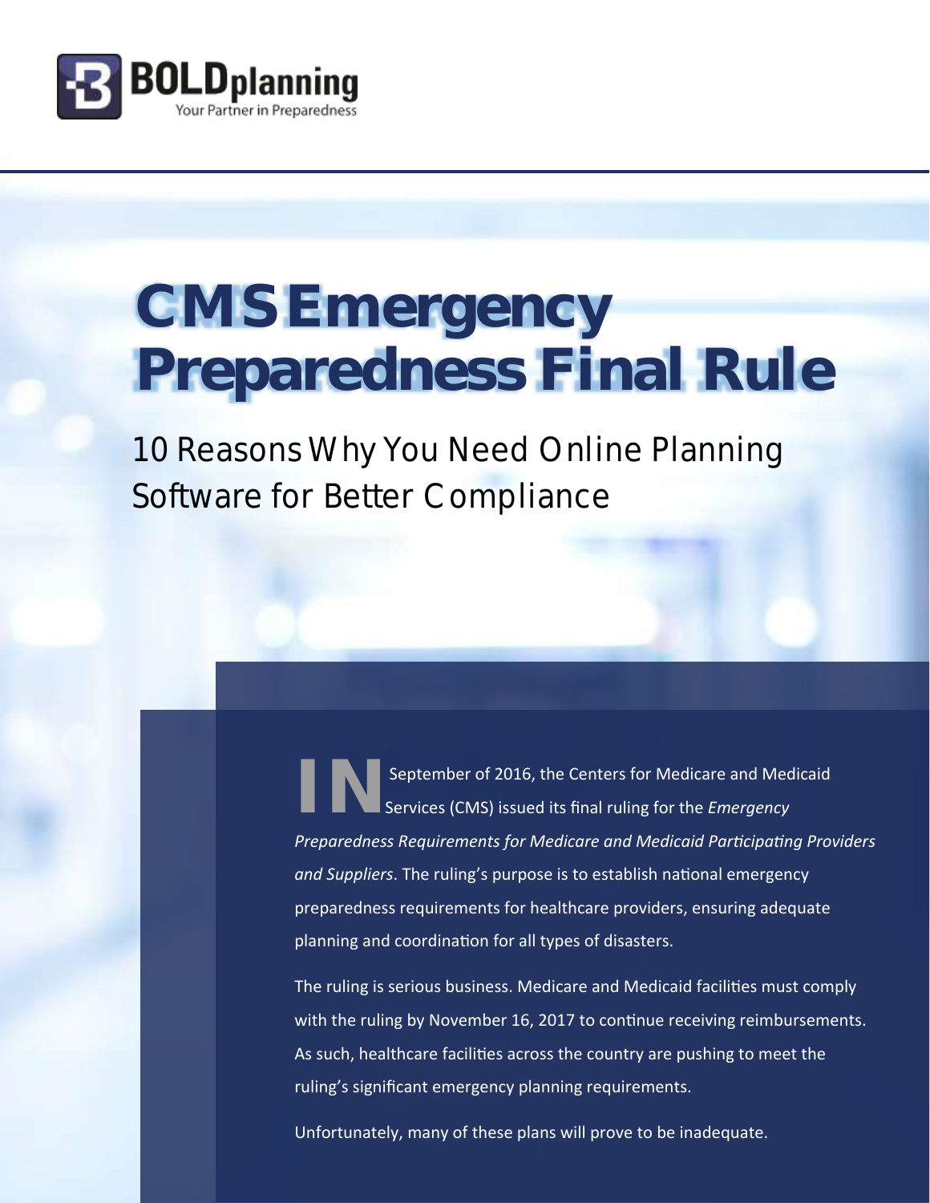BOLDplanning
Your Partner in Preparedness

# CMS Emergency Preparedness Final Rule

## 10 Reasons Why You Need Online Planning Software for Better Compliance

IN September of 2016, the Centers for Medicare and Medicaid Services (CMS) issued its final ruling for the *Emergency Preparedness Requirements for Medicare and Medicaid Participating Providers and Suppliers*. The ruling's purpose is to establish national emergency preparedness requirements for healthcare providers, ensuring adequate planning and coordination for all types of disasters.

The ruling is serious business. Medicare and Medicaid facilities must comply with the ruling by November 16, 2017 to continue receiving reimbursements. As such, healthcare facilities across the country are pushing to meet the ruling's significant emergency planning requirements.

Unfortunately, many of these plans will prove to be inadequate.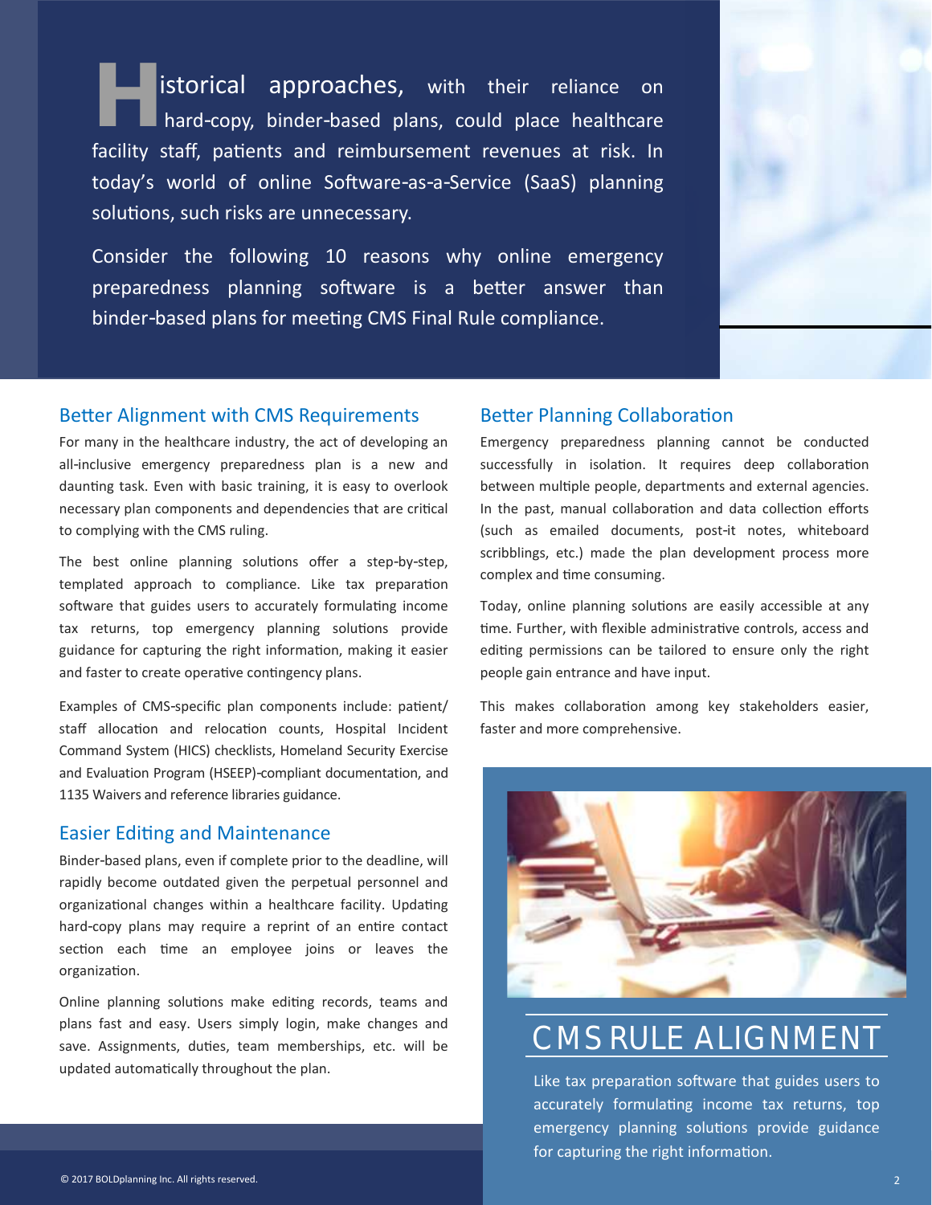Historical approaches, with their reliance on hard-copy, binder-based plans, could place healthcare facility staff, patients and reimbursement revenues at risk. In today's world of online Software-as-a-Service (SaaS) planning solutions, such risks are unnecessary.

Consider the following 10 reasons why online emergency preparedness planning software is a better answer than binder-based plans for meeting CMS Final Rule compliance.

## Better Alignment with CMS Requirements

For many in the healthcare industry, the act of developing an all-inclusive emergency preparedness plan is a new and daunting task. Even with basic training, it is easy to overlook necessary plan components and dependencies that are critical to complying with the CMS ruling.

The best online planning solutions offer a step-by-step, templated approach to compliance. Like tax preparation software that guides users to accurately formulating income tax returns, top emergency planning solutions provide guidance for capturing the right information, making it easier and faster to create operative contingency plans.

Examples of CMS-specific plan components include: patient/staff allocation and relocation counts, Hospital Incident Command System (HICS) checklists, Homeland Security Exercise and Evaluation Program (HSEEP)-compliant documentation, and 1135 Waivers and reference libraries guidance.

## Easier Editing and Maintenance

Binder-based plans, even if complete prior to the deadline, will rapidly become outdated given the perpetual personnel and organizational changes within a healthcare facility. Updating hard-copy plans may require a reprint of an entire contact section each time an employee joins or leaves the organization.

Online planning solutions make editing records, teams and plans fast and easy. Users simply login, make changes and save. Assignments, duties, team memberships, etc. will be updated automatically throughout the plan.

## Better Planning Collaboration

Emergency preparedness planning cannot be conducted successfully in isolation. It requires deep collaboration between multiple people, departments and external agencies. In the past, manual collaboration and data collection efforts (such as emailed documents, post-it notes, whiteboard scribblings, etc.) made the plan development process more complex and time consuming.

Today, online planning solutions are easily accessible at any time. Further, with flexible administrative controls, access and editing permissions can be tailored to ensure only the right people gain entrance and have input.

This makes collaboration among key stakeholders easier, faster and more comprehensive.

## CMS RULE ALIGNMENT

Like tax preparation software that guides users to accurately formulating income tax returns, top emergency planning solutions provide guidance for capturing the right information.

© 2017 BOLDplanning Inc. All rights reserved.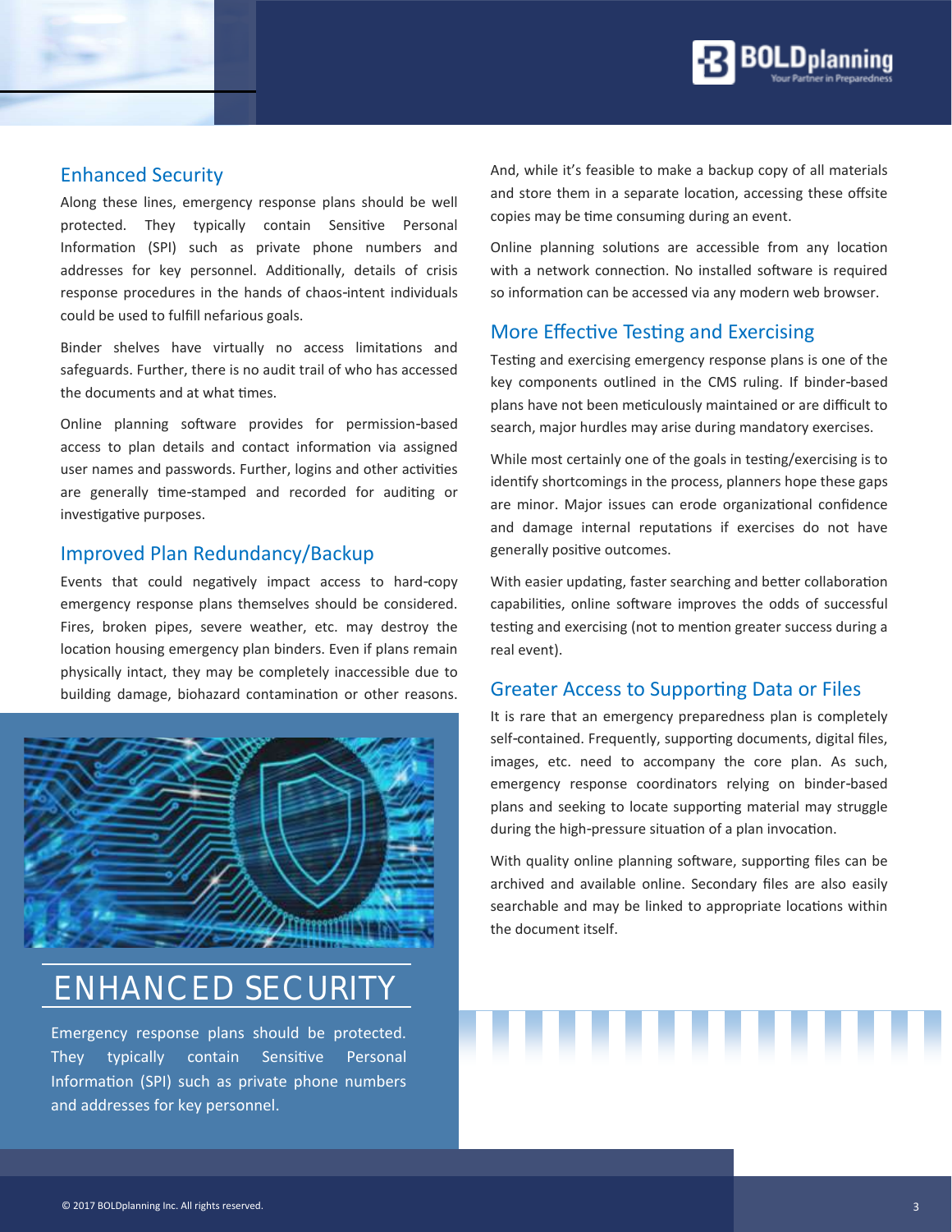## Enhanced Security

Along these lines, emergency response plans should be well protected. They typically contain Sensitive Personal Information (SPI) such as private phone numbers and addresses for key personnel. Additionally, details of crisis response procedures in the hands of chaos-intent individuals could be used to fulfill nefarious goals.

Binder shelves have virtually no access limitations and safeguards. Further, there is no audit trail of who has accessed the documents and at what times.

Online planning software provides for permission-based access to plan details and contact information via assigned user names and passwords. Further, logins and other activities are generally time-stamped and recorded for auditing or investigative purposes.

## Improved Plan Redundancy/Backup

Events that could negatively impact access to hard-copy emergency response plans themselves should be considered. Fires, broken pipes, severe weather, etc. may destroy the location housing emergency plan binders. Even if plans remain physically intact, they may be completely inaccessible due to building damage, biohazard contamination or other reasons.

### ENHANCED SECURITY

Emergency response plans should be protected. They typically contain Sensitive Personal Information (SPI) such as private phone numbers and addresses for key personnel.

And, while it's feasible to make a backup copy of all materials and store them in a separate location, accessing these offsite copies may be time consuming during an event.

Online planning solutions are accessible from any location with a network connection. No installed software is required so information can be accessed via any modern web browser.

## More Effective Testing and Exercising

Testing and exercising emergency response plans is one of the key components outlined in the CMS ruling. If binder-based plans have not been meticulously maintained or are difficult to search, major hurdles may arise during mandatory exercises.

While most certainly one of the goals in testing/exercising is to identify shortcomings in the process, planners hope these gaps are minor. Major issues can erode organizational confidence and damage internal reputations if exercises do not have generally positive outcomes.

With easier updating, faster searching and better collaboration capabilities, online software improves the odds of successful testing and exercising (not to mention greater success during a real event).

## Greater Access to Supporting Data or Files

It is rare that an emergency preparedness plan is completely self-contained. Frequently, supporting documents, digital files, images, etc. need to accompany the core plan. As such, emergency response coordinators relying on binder-based plans and seeking to locate supporting material may struggle during the high-pressure situation of a plan invocation.

With quality online planning software, supporting files can be archived and available online. Secondary files are also easily searchable and may be linked to appropriate locations within the document itself.

© 2017 BOLDplanning Inc. All rights reserved.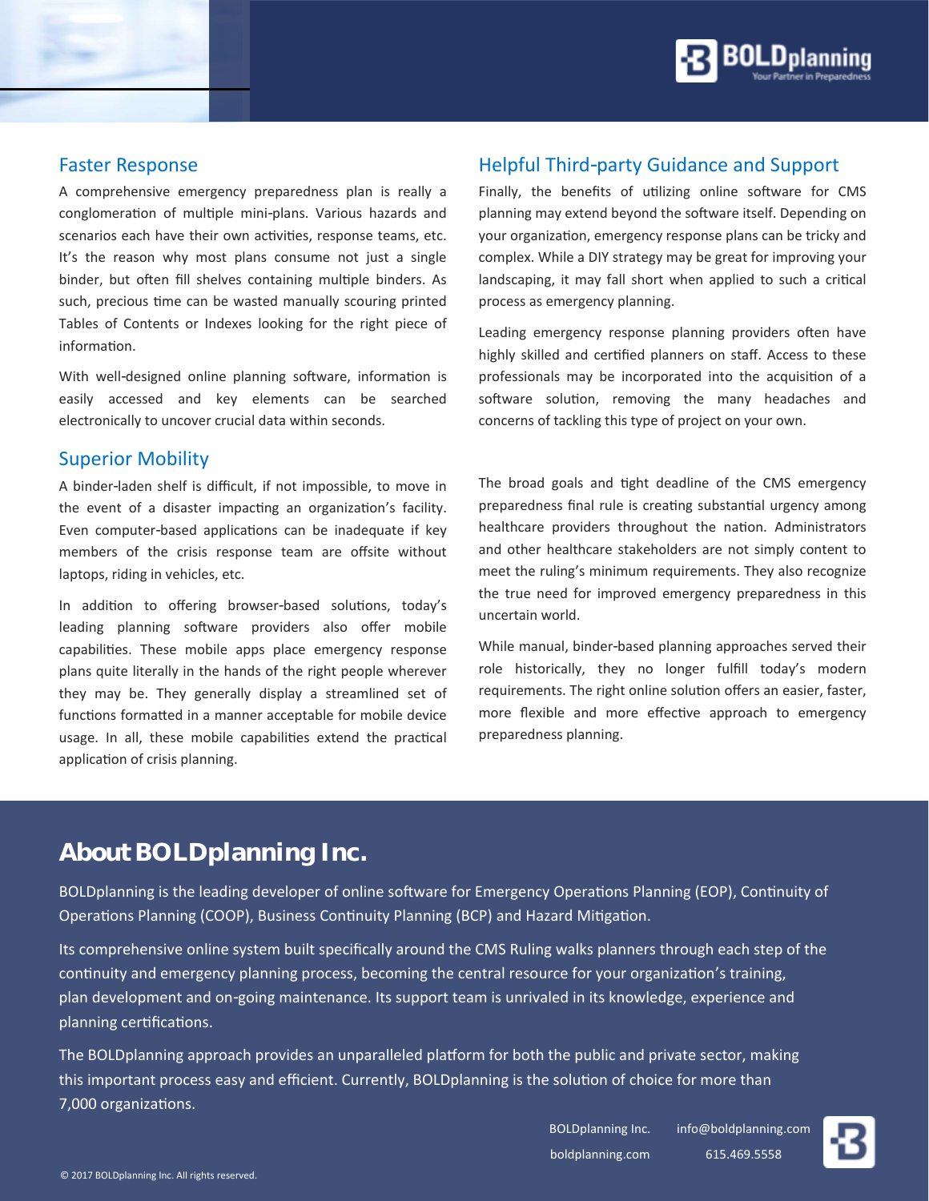## Faster Response

A comprehensive emergency preparedness plan is really a conglomeration of multiple mini-plans. Various hazards and scenarios each have their own activities, response teams, etc. It's the reason why most plans consume not just a single binder, but often fill shelves containing multiple binders. As such, precious time can be wasted manually scouring printed Tables of Contents or Indexes looking for the right piece of information.

With well-designed online planning software, information is easily accessed and key elements can be searched electronically to uncover crucial data within seconds.

## Superior Mobility

A binder-laden shelf is difficult, if not impossible, to move in the event of a disaster impacting an organization's facility. Even computer-based applications can be inadequate if key members of the crisis response team are offsite without laptops, riding in vehicles, etc.

In addition to offering browser-based solutions, today's leading planning software providers also offer mobile capabilities. These mobile apps place emergency response plans quite literally in the hands of the right people wherever they may be. They generally display a streamlined set of functions formatted in a manner acceptable for mobile device usage. In all, these mobile capabilities extend the practical application of crisis planning.

## Helpful Third-party Guidance and Support

Finally, the benefits of utilizing online software for CMS planning may extend beyond the software itself. Depending on your organization, emergency response plans can be tricky and complex. While a DIY strategy may be great for improving your landscaping, it may fall short when applied to such a critical process as emergency planning.

Leading emergency response planning providers often have highly skilled and certified planners on staff. Access to these professionals may be incorporated into the acquisition of a software solution, removing the many headaches and concerns of tackling this type of project on your own.

The broad goals and tight deadline of the CMS emergency preparedness final rule is creating substantial urgency among healthcare providers throughout the nation. Administrators and other healthcare stakeholders are not simply content to meet the ruling's minimum requirements. They also recognize the true need for improved emergency preparedness in this uncertain world.

While manual, binder-based planning approaches served their role historically, they no longer fulfill today's modern requirements. The right online solution offers an easier, faster, more flexible and more effective approach to emergency preparedness planning.

## About BOLDplanning Inc.

BOLDplanning is the leading developer of online software for Emergency Operations Planning (EOP), Continuity of Operations Planning (COOP), Business Continuity Planning (BCP) and Hazard Mitigation.

Its comprehensive online system built specifically around the CMS Ruling walks planners through each step of the continuity and emergency planning process, becoming the central resource for your organization's training, plan development and on-going maintenance. Its support team is unrivaled in its knowledge, experience and planning certifications.

The BOLDplanning approach provides an unparalleled platform for both the public and private sector, making this important process easy and efficient. Currently, BOLDplanning is the solution of choice for more than 7,000 organizations.

BOLDplanning Inc. info@boldplanning.com
boldplanning.com 615.469.5558

© 2017 BOLDplanning Inc. All rights reserved.